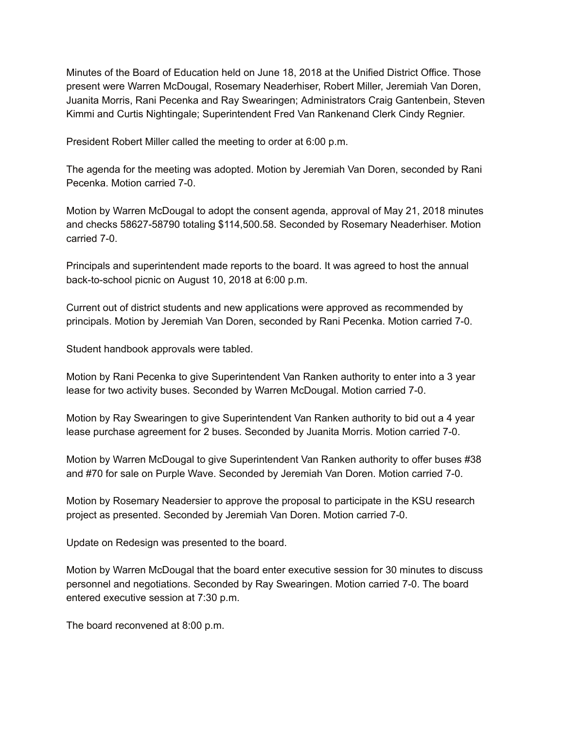Minutes of the Board of Education held on June 18, 2018 at the Unified District Office. Those present were Warren McDougal, Rosemary Neaderhiser, Robert Miller, Jeremiah Van Doren, Juanita Morris, Rani Pecenka and Ray Swearingen; Administrators Craig Gantenbein, Steven Kimmi and Curtis Nightingale; Superintendent Fred Van Rankenand Clerk Cindy Regnier.

President Robert Miller called the meeting to order at 6:00 p.m.

The agenda for the meeting was adopted. Motion by Jeremiah Van Doren, seconded by Rani Pecenka. Motion carried 7-0.

Motion by Warren McDougal to adopt the consent agenda, approval of May 21, 2018 minutes and checks 58627-58790 totaling $114,500.58. Seconded by Rosemary Neaderhiser. Motion carried 7-0.

Principals and superintendent made reports to the board. It was agreed to host the annual back-to-school picnic on August 10, 2018 at 6:00 p.m.

Current out of district students and new applications were approved as recommended by principals. Motion by Jeremiah Van Doren, seconded by Rani Pecenka. Motion carried 7-0.

Student handbook approvals were tabled.

Motion by Rani Pecenka to give Superintendent Van Ranken authority to enter into a 3 year lease for two activity buses. Seconded by Warren McDougal. Motion carried 7-0.

Motion by Ray Swearingen to give Superintendent Van Ranken authority to bid out a 4 year lease purchase agreement for 2 buses. Seconded by Juanita Morris. Motion carried 7-0.

Motion by Warren McDougal to give Superintendent Van Ranken authority to offer buses #38 and #70 for sale on Purple Wave. Seconded by Jeremiah Van Doren. Motion carried 7-0.

Motion by Rosemary Neadersier to approve the proposal to participate in the KSU research project as presented. Seconded by Jeremiah Van Doren. Motion carried 7-0.

Update on Redesign was presented to the board.

Motion by Warren McDougal that the board enter executive session for 30 minutes to discuss personnel and negotiations. Seconded by Ray Swearingen. Motion carried 7-0. The board entered executive session at 7:30 p.m.

The board reconvened at 8:00 p.m.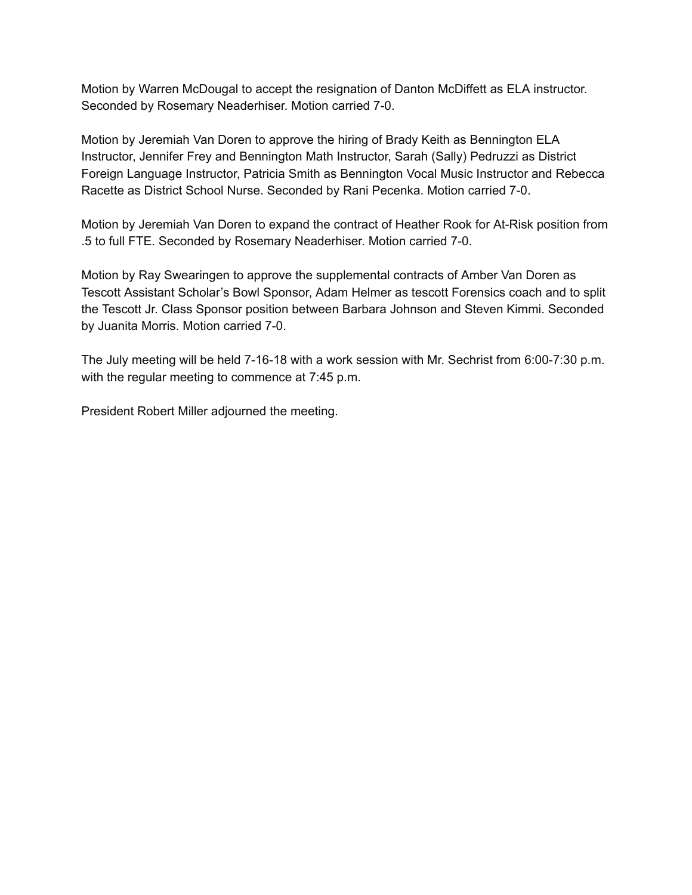Motion by Warren McDougal to accept the resignation of Danton McDiffett as ELA instructor. Seconded by Rosemary Neaderhiser. Motion carried 7-0.

Motion by Jeremiah Van Doren to approve the hiring of Brady Keith as Bennington ELA Instructor, Jennifer Frey and Bennington Math Instructor, Sarah (Sally) Pedruzzi as District Foreign Language Instructor, Patricia Smith as Bennington Vocal Music Instructor and Rebecca Racette as District School Nurse. Seconded by Rani Pecenka. Motion carried 7-0.

Motion by Jeremiah Van Doren to expand the contract of Heather Rook for At-Risk position from .5 to full FTE. Seconded by Rosemary Neaderhiser. Motion carried 7-0.

Motion by Ray Swearingen to approve the supplemental contracts of Amber Van Doren as Tescott Assistant Scholar's Bowl Sponsor, Adam Helmer as tescott Forensics coach and to split the Tescott Jr. Class Sponsor position between Barbara Johnson and Steven Kimmi. Seconded by Juanita Morris. Motion carried 7-0.

The July meeting will be held 7-16-18 with a work session with Mr. Sechrist from 6:00-7:30 p.m. with the regular meeting to commence at 7:45 p.m.

President Robert Miller adjourned the meeting.